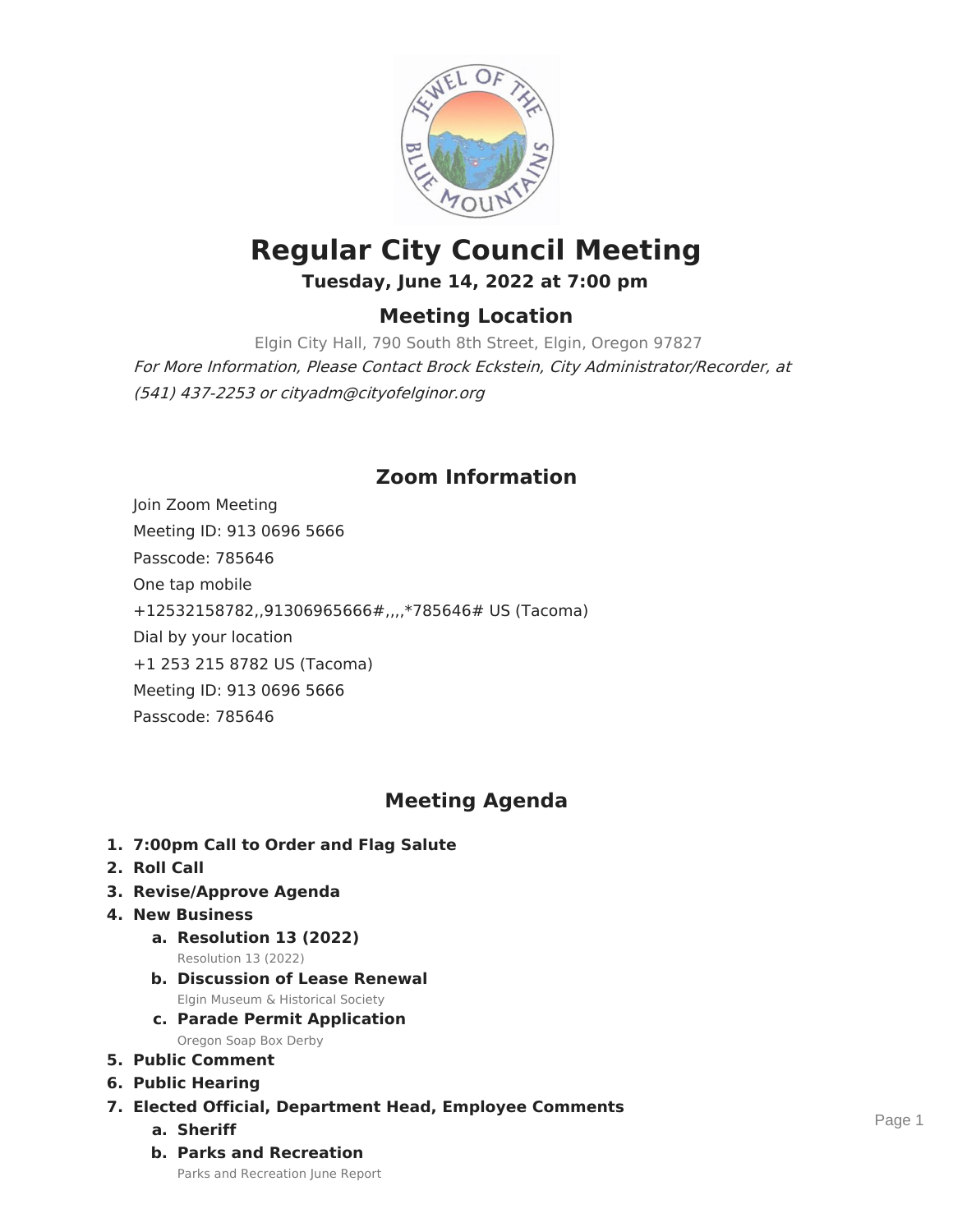# Regular City Council Meeting

**Tuesday, June 14, 2022 at 7:00 pm**

## Meeting Location

Elgin City Hall, 790 South 8th Street, Elgin, Oregon 97827

*For More Information, Please Contact Brock Eckstein, City Administrator/Recorder, at (541) 437-2253 or cityadm@cityofelginor.org*

## Zoom Information

Join Zoom Meeting

Meeting ID: 913 0696 5666

Passcode: 785646

One tap mobile

+12532158782,,91306965666#,,,,*785646# US (Tacoma)

Dial by your location

+1 253 215 8782 US (Tacoma)

Meeting ID: 913 0696 5666

Passcode: 785646

## Meeting Agenda

1. **7:00pm Call to Order and Flag Salute**
2. **Roll Call**
3. **Revise/Approve Agenda**
4. **New Business**
   a. **Resolution 13 (2022)**
      Resolution 13 (2022)
   b. **Discussion of Lease Renewal**
      Elgin Museum & Historical Society
   c. **Parade Permit Application**
      Oregon Soap Box Derby
5. **Public Comment**
6. **Public Hearing**
7. **Elected Official, Department Head, Employee Comments**
   a. **Sheriff**
   b. **Parks and Recreation**
      Parks and Recreation June Report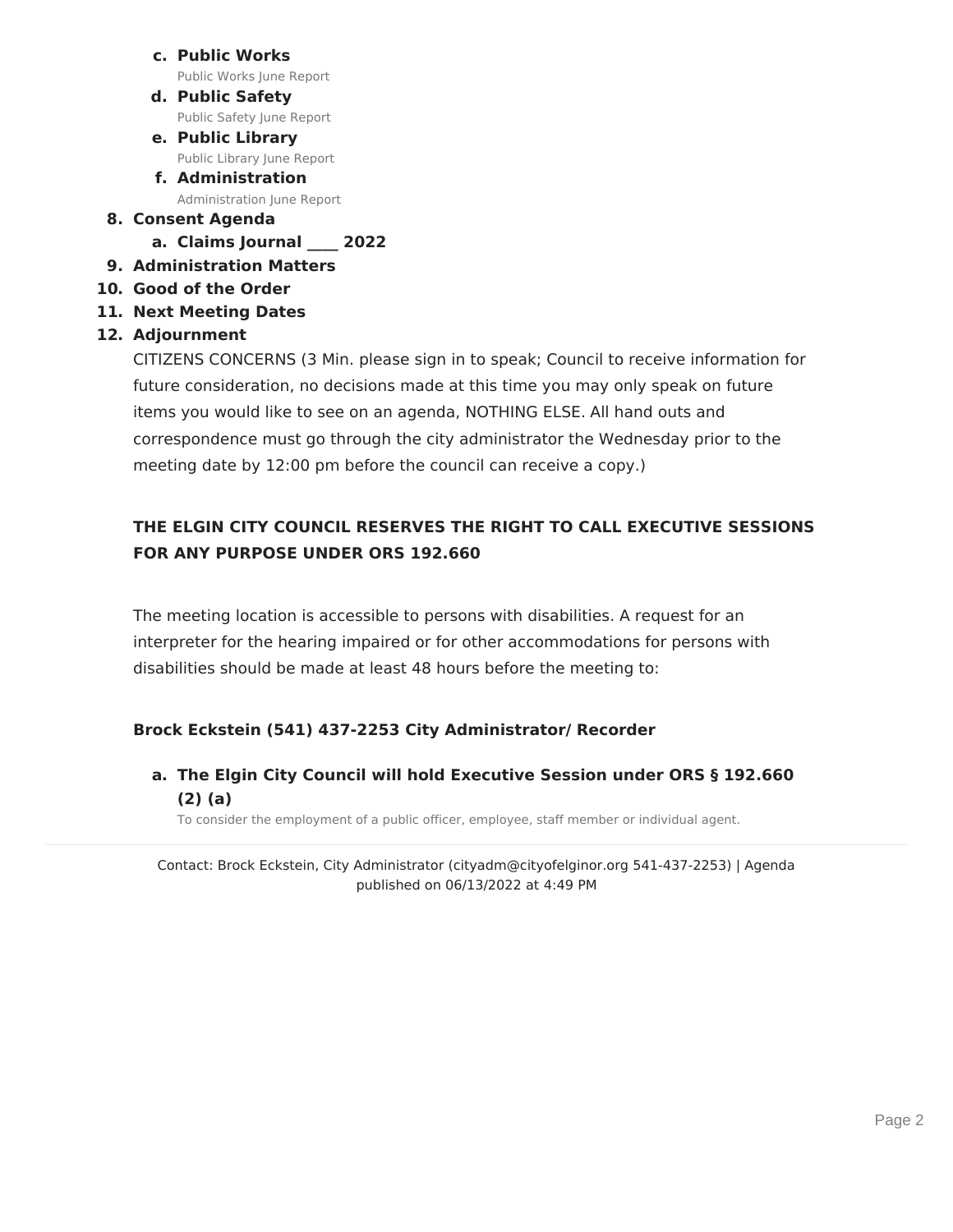c. **Public Works**
   Public Works June Report
d. **Public Safety**
   Public Safety June Report
e. **Public Library**
   Public Library June Report
f. **Administration**
   Administration June Report

8. **Consent Agenda**
   a. **Claims Journal ____ 2022**
9. **Administration Matters**
10. **Good of the Order**
11. **Next Meeting Dates**
12. **Adjournment**

CITIZENS CONCERNS (3 Min. please sign in to speak; Council to receive information for future consideration, no decisions made at this time you may only speak on future items you would like to see on an agenda, NOTHING ELSE. All hand outs and correspondence must go through the city administrator the Wednesday prior to the meeting date by 12:00 pm before the council can receive a copy.)

**THE ELGIN CITY COUNCIL RESERVES THE RIGHT TO CALL EXECUTIVE SESSIONS FOR ANY PURPOSE UNDER ORS 192.660**

The meeting location is accessible to persons with disabilities. A request for an interpreter for the hearing impaired or for other accommodations for persons with disabilities should be made at least 48 hours before the meeting to:

**Brock Eckstein (541) 437-2253 City Administrator/ Recorder**

a. **The Elgin City Council will hold Executive Session under ORS § 192.660 (2) (a)**
   To consider the employment of a public officer, employee, staff member or individual agent.

---

Contact: Brock Eckstein, City Administrator (cityadm@cityofelginor.org 541-437-2253) | Agenda published on 06/13/2022 at 4:49 PM